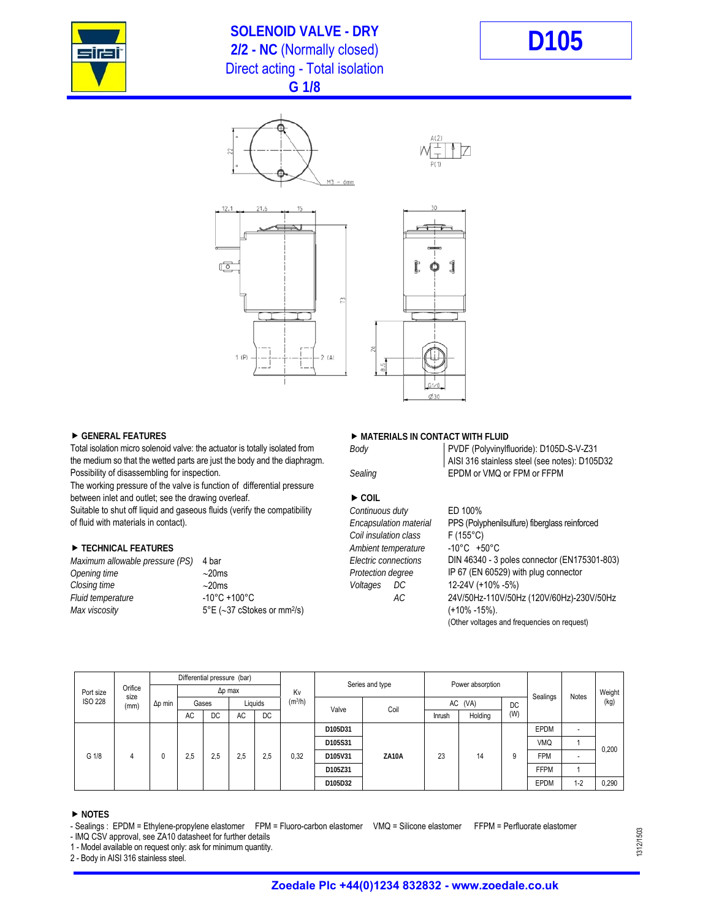# SOLENOID VALVE - DRY
## 2/2 - NC (Normally closed)
## Direct acting - Total isolation
## G 1/8

**D105**

### ▶ GENERAL FEATURES

Total isolation micro solenoid valve: the actuator is totally isolated from the medium so that the wetted parts are just the body and the diaphragm.
Possibility of disassembling for inspection.
The working pressure of the valve is function of differential pressure between inlet and outlet; see the drawing overleaf.
Suitable to shut off liquid and gaseous fluids (verify the compatibility of fluid with materials in contact).

### ▶ TECHNICAL FEATURES

| | |
|---|---|
| *Maximum allowable pressure (PS)* | 4 bar |
| *Opening time* | ~20ms |
| *Closing time* | ~20ms |
| *Fluid temperature* | -10°C +100°C |
| *Max viscosity* | 5°E (~37 cStokes or mm²/s) |

### ▶ MATERIALS IN CONTACT WITH FLUID

| | |
|---|---|
| *Body* | PVDF (Polyvinylfluoride): D105D-S-V-Z31<br>AISI 316 stainless steel (see notes): D105D32 |
| *Sealing* | EPDM or VMQ or FPM or FFPM |

### ▶ COIL

| | |
|---|---|
| *Continuous duty* | ED 100% |
| *Encapsulation material* | PPS (Polyphenilsulfure) fiberglass reinforced |
| *Coil insulation class* | F (155°C) |
| *Ambient temperature* | -10°C +50°C |
| *Electric connections* | DIN 46340 - 3 poles connector (EN175301-803) |
| *Protection degree* | IP 67 (EN 60529) with plug connector |
| *Voltages* DC | 12-24V (+10% -5%) |
| AC | 24V/50Hz-110V/50Hz (120V/60Hz)-230V/50Hz (+10% -15%).<br>(Other voltages and frequencies on request) |

| Port size ISO 228 | Orifice size (mm) | Differential pressure (bar) | | | | | Kv (m³/h) | Series and type | | Power absorption | | | Sealings | Notes | Weight (kg) |
|---|---|---|---|---|---|---|---|---|---|---|---|---|---|---|---|
| | | Δp min | Δp max | | | | | Valve | Coil | AC (VA) | | DC (W) | | | |
| | | | Gases | | Liquids | | | | | Inrush | Holding | | | | |
| | | | AC | DC | AC | DC | | | | | | | | | |
| G 1/8 | 4 | 0 | 2,5 | 2,5 | 2,5 | 2,5 | 0,32 | D105D31 | ZA10A | 23 | 14 | 9 | EPDM | - | 0,200 |
| | | | | | | | | D105S31 | | | | | VMQ | 1 | |
| | | | | | | | | D105V31 | | | | | FPM | - | |
| | | | | | | | | D105Z31 | | | | | FFPM | 1 | |
| | | | | | | | | D105D32 | | | | | EPDM | 1-2 | 0,290 |

### ▶ NOTES

- Sealings : EPDM = Ethylene-propylene elastomer FPM = Fluoro-carbon elastomer VMQ = Silicone elastomer FFPM = Perfluorate elastomer
- IMQ CSV approval, see ZA10 datasheet for further details
1 - Model available on request only: ask for minimum quantity.
2 - Body in AISI 316 stainless steel.

**Zoedale Plc +44(0)1234 832832 - www.zoedale.co.uk**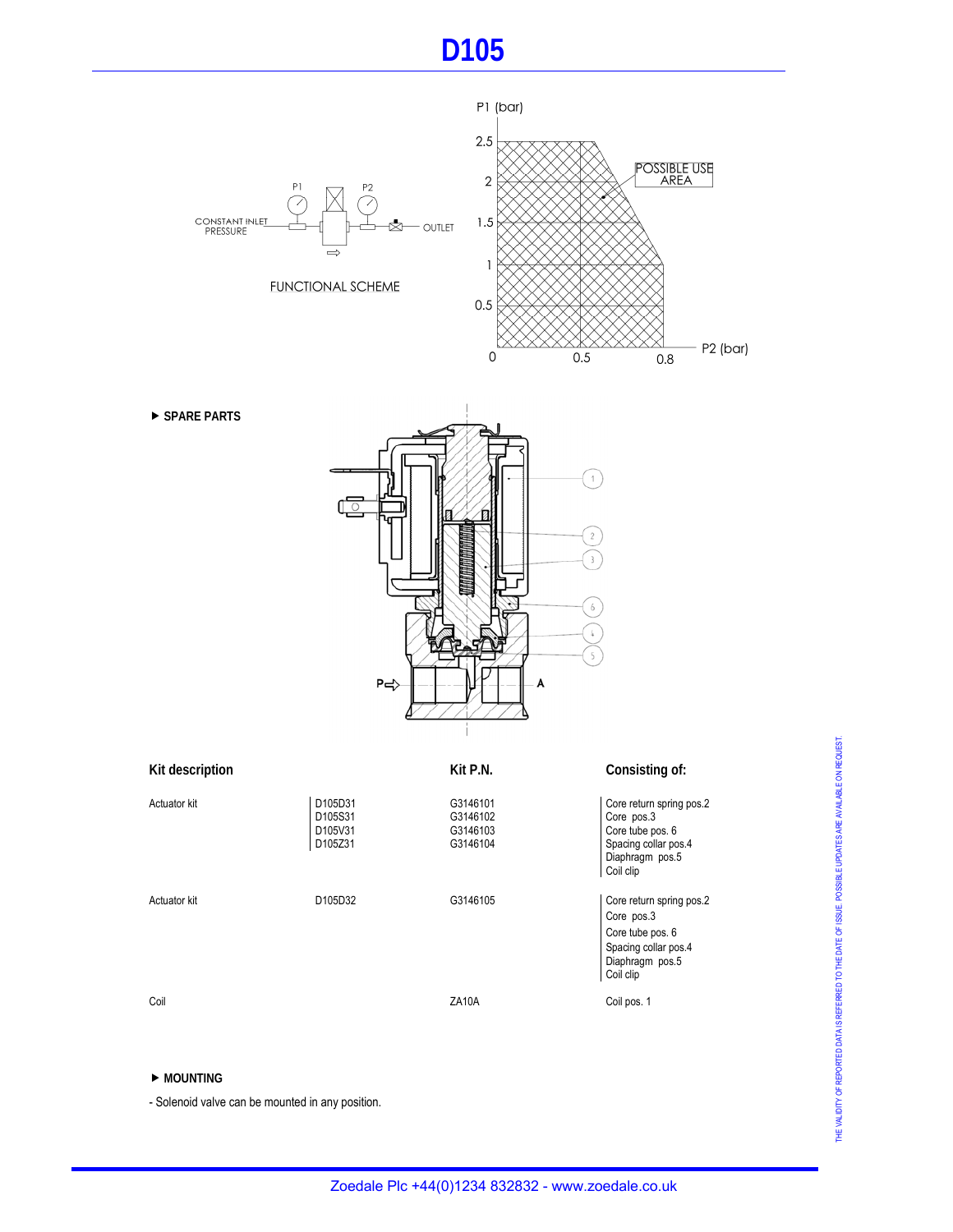# D105

CONSTANT INLET PRESSURE

P1

P2

OUTLET

FUNCTIONAL SCHEME

P1 (bar)

2.5

2

1.5

1

0.5

0

0.5

0.8

P2 (bar)

POSSIBLE USE AREA

▶ **SPARE PARTS**

P

A

1

2

3

6

4

5

| Kit description | | Kit P.N. | Consisting of: |
|---|---|---|---|
| Actuator kit | D105D31<br>D105S31<br>D105V31<br>D105Z31 | G3146101<br>G3146102<br>G3146103<br>G3146104 | Core return spring pos.2<br>Core pos.3<br>Core tube pos. 6<br>Spacing collar pos.4<br>Diaphragm pos.5<br>Coil clip |
| Actuator kit | D105D32 | G3146105 | Core return spring pos.2<br>Core pos.3<br>Core tube pos. 6<br>Spacing collar pos.4<br>Diaphragm pos.5<br>Coil clip |
| Coil | | ZA10A | Coil pos. 1 |

▶ **MOUNTING**

- Solenoid valve can be mounted in any position.

THE VALIDITY OF REPORTED DATA IS REFERRED TO THE DATE OF ISSUE. POSSIBLE UPDATES ARE AVAILABLE ON REQUEST.

Zoedale Plc +44(0)1234 832832 - www.zoedale.co.uk